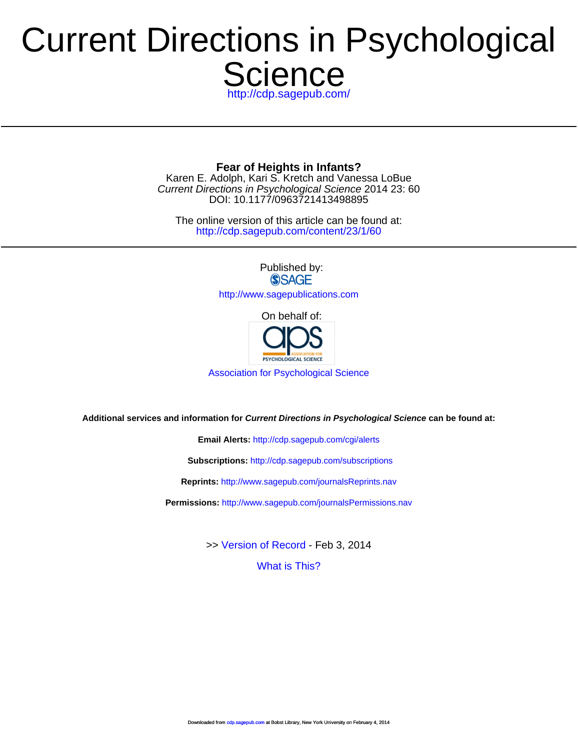# Current Directions in Psychological Science

http://cdp.sagepub.com/

## Fear of Heights in Infants?

Karen E. Adolph, Kari S. Kretch and Vanessa LoBue

*Current Directions in Psychological Science* 2014 23: 60

DOI: 10.1177/0963721413498895

The online version of this article can be found at:
http://cdp.sagepub.com/content/23/1/60

Published by:

SAGE

http://www.sagepublications.com

On behalf of:

Association for Psychological Science

**Additional services and information for *Current Directions in Psychological Science* can be found at:**

**Email Alerts:** http://cdp.sagepub.com/cgi/alerts

**Subscriptions:** http://cdp.sagepub.com/subscriptions

**Reprints:** http://www.sagepub.com/journalsReprints.nav

**Permissions:** http://www.sagepub.com/journalsPermissions.nav

>> Version of Record - Feb 3, 2014

What is This?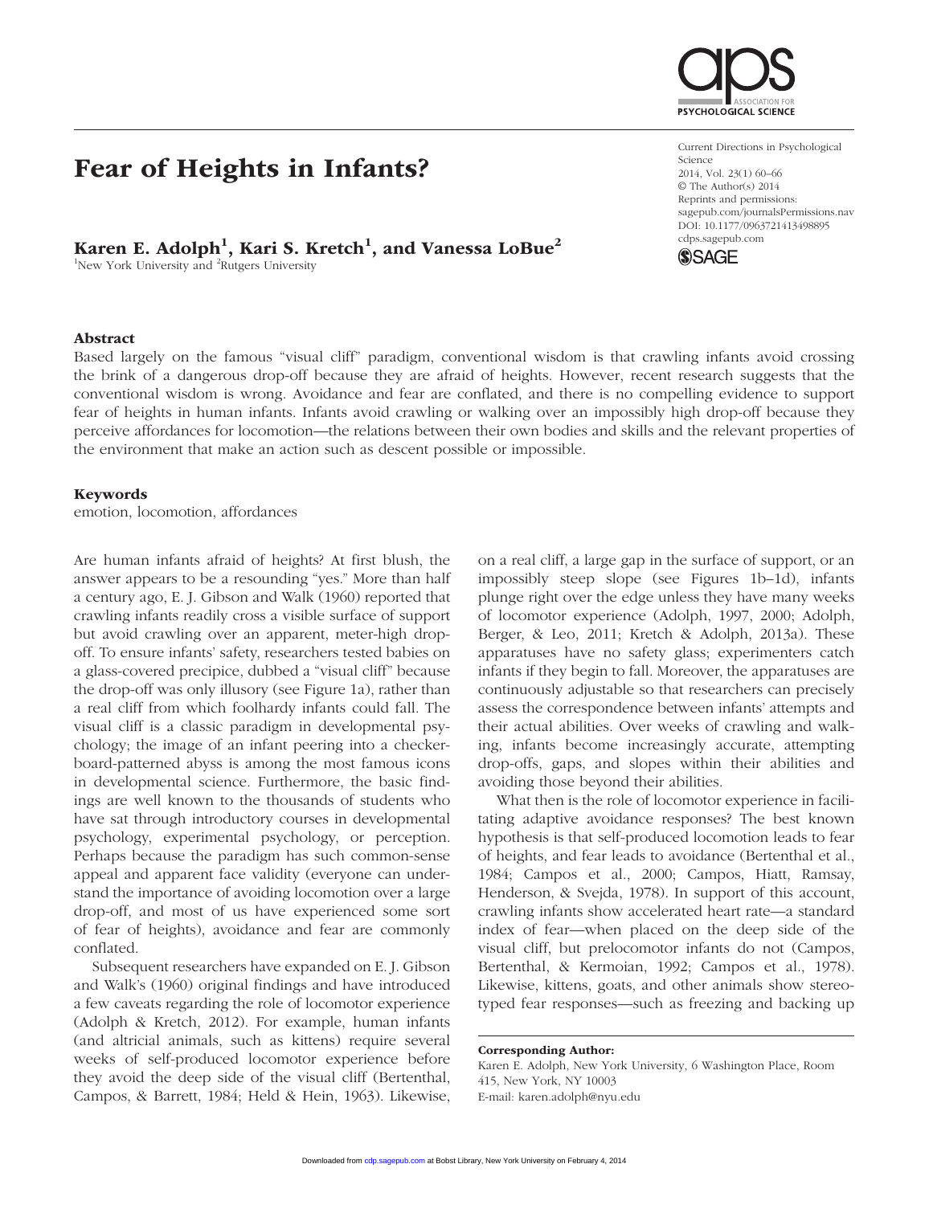# Fear of Heights in Infants?

**Karen E. Adolph[1], Kari S. Kretch[1], and Vanessa LoBue[2]**

[1]New York University and [2]Rutgers University

## Abstract

Based largely on the famous "visual cliff" paradigm, conventional wisdom is that crawling infants avoid crossing the brink of a dangerous drop-off because they are afraid of heights. However, recent research suggests that the conventional wisdom is wrong. Avoidance and fear are conflated, and there is no compelling evidence to support fear of heights in human infants. Infants avoid crawling or walking over an impossibly high drop-off because they perceive affordances for locomotion—the relations between their own bodies and skills and the relevant properties of the environment that make an action such as descent possible or impossible.

## Keywords

emotion, locomotion, affordances

Are human infants afraid of heights? At first blush, the answer appears to be a resounding "yes." More than half a century ago, E. J. Gibson and Walk (1960) reported that crawling infants readily cross a visible surface of support but avoid crawling over an apparent, meter-high drop-off. To ensure infants' safety, researchers tested babies on a glass-covered precipice, dubbed a "visual cliff" because the drop-off was only illusory (see Figure 1a), rather than a real cliff from which foolhardy infants could fall. The visual cliff is a classic paradigm in developmental psychology; the image of an infant peering into a checkerboard-patterned abyss is among the most famous icons in developmental science. Furthermore, the basic findings are well known to the thousands of students who have sat through introductory courses in developmental psychology, experimental psychology, or perception. Perhaps because the paradigm has such common-sense appeal and apparent face validity (everyone can understand the importance of avoiding locomotion over a large drop-off, and most of us have experienced some sort of fear of heights), avoidance and fear are commonly conflated.

Subsequent researchers have expanded on E. J. Gibson and Walk's (1960) original findings and have introduced a few caveats regarding the role of locomotor experience (Adolph & Kretch, 2012). For example, human infants (and altricial animals, such as kittens) require several weeks of self-produced locomotor experience before they avoid the deep side of the visual cliff (Bertenthal, Campos, & Barrett, 1984; Held & Hein, 1963). Likewise, on a real cliff, a large gap in the surface of support, or an impossibly steep slope (see Figures 1b–1d), infants plunge right over the edge unless they have many weeks of locomotor experience (Adolph, 1997, 2000; Adolph, Berger, & Leo, 2011; Kretch & Adolph, 2013a). These apparatuses have no safety glass; experimenters catch infants if they begin to fall. Moreover, the apparatuses are continuously adjustable so that researchers can precisely assess the correspondence between infants' attempts and their actual abilities. Over weeks of crawling and walking, infants become increasingly accurate, attempting drop-offs, gaps, and slopes within their abilities and avoiding those beyond their abilities.

What then is the role of locomotor experience in facilitating adaptive avoidance responses? The best known hypothesis is that self-produced locomotion leads to fear of heights, and fear leads to avoidance (Bertenthal et al., 1984; Campos et al., 2000; Campos, Hiatt, Ramsay, Henderson, & Svejda, 1978). In support of this account, crawling infants show accelerated heart rate—a standard index of fear—when placed on the deep side of the visual cliff, but prelocomotor infants do not (Campos, Bertenthal, & Kermoian, 1992; Campos et al., 1978). Likewise, kittens, goats, and other animals show stereotyped fear responses—such as freezing and backing up

**Corresponding Author:**
Karen E. Adolph, New York University, 6 Washington Place, Room 415, New York, NY 10003
E-mail: karen.adolph@nyu.edu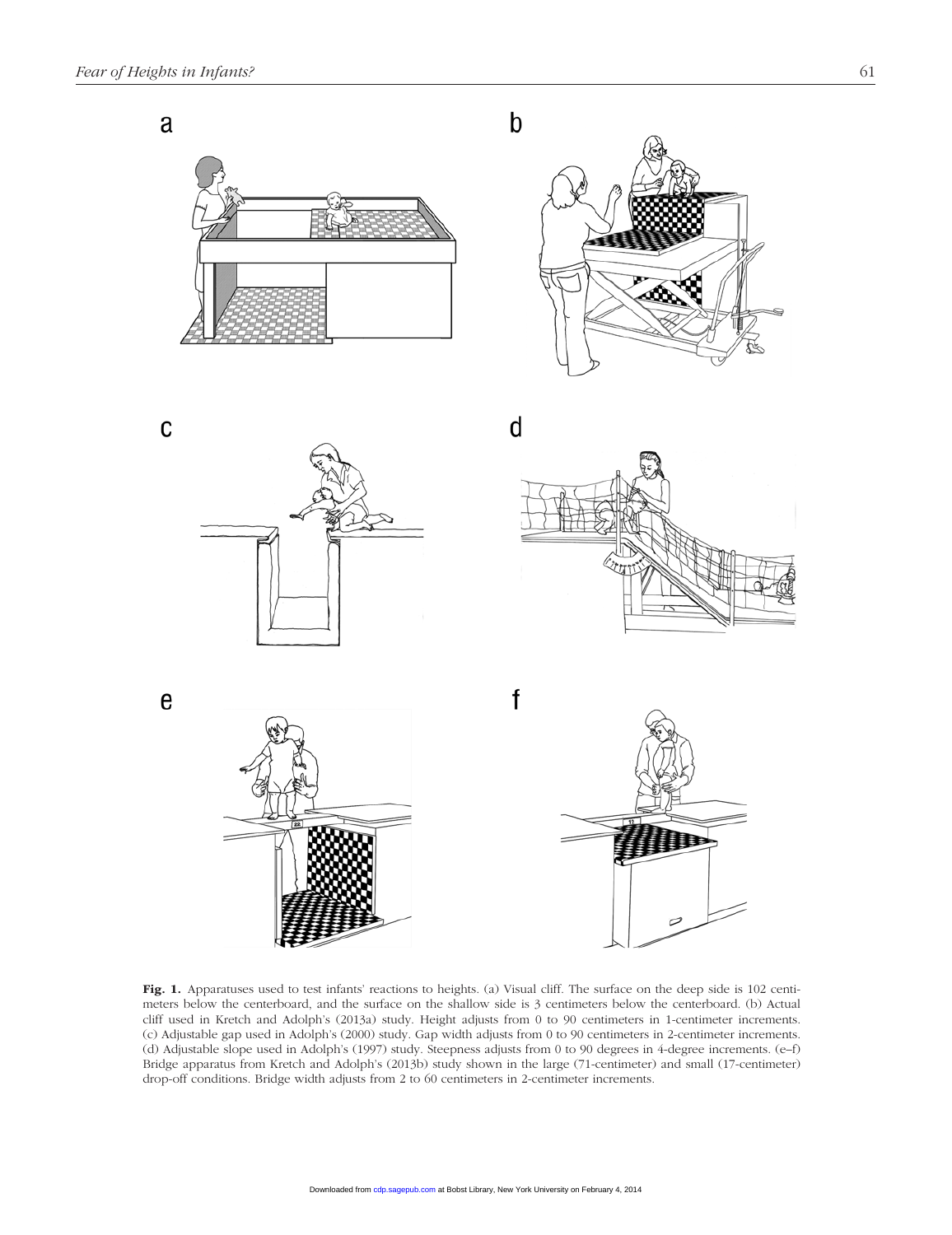**Fig. 1.** Apparatuses used to test infants' reactions to heights. (a) Visual cliff. The surface on the deep side is 102 centimeters below the centerboard, and the surface on the shallow side is 3 centimeters below the centerboard. (b) Actual cliff used in Kretch and Adolph's (2013a) study. Height adjusts from 0 to 90 centimeters in 1-centimeter increments. (c) Adjustable gap used in Adolph's (2000) study. Gap width adjusts from 0 to 90 centimeters in 2-centimeter increments. (d) Adjustable slope used in Adolph's (1997) study. Steepness adjusts from 0 to 90 degrees in 4-degree increments. (e–f) Bridge apparatus from Kretch and Adolph's (2013b) study shown in the large (71-centimeter) and small (17-centimeter) drop-off conditions. Bridge width adjusts from 2 to 60 centimeters in 2-centimeter increments.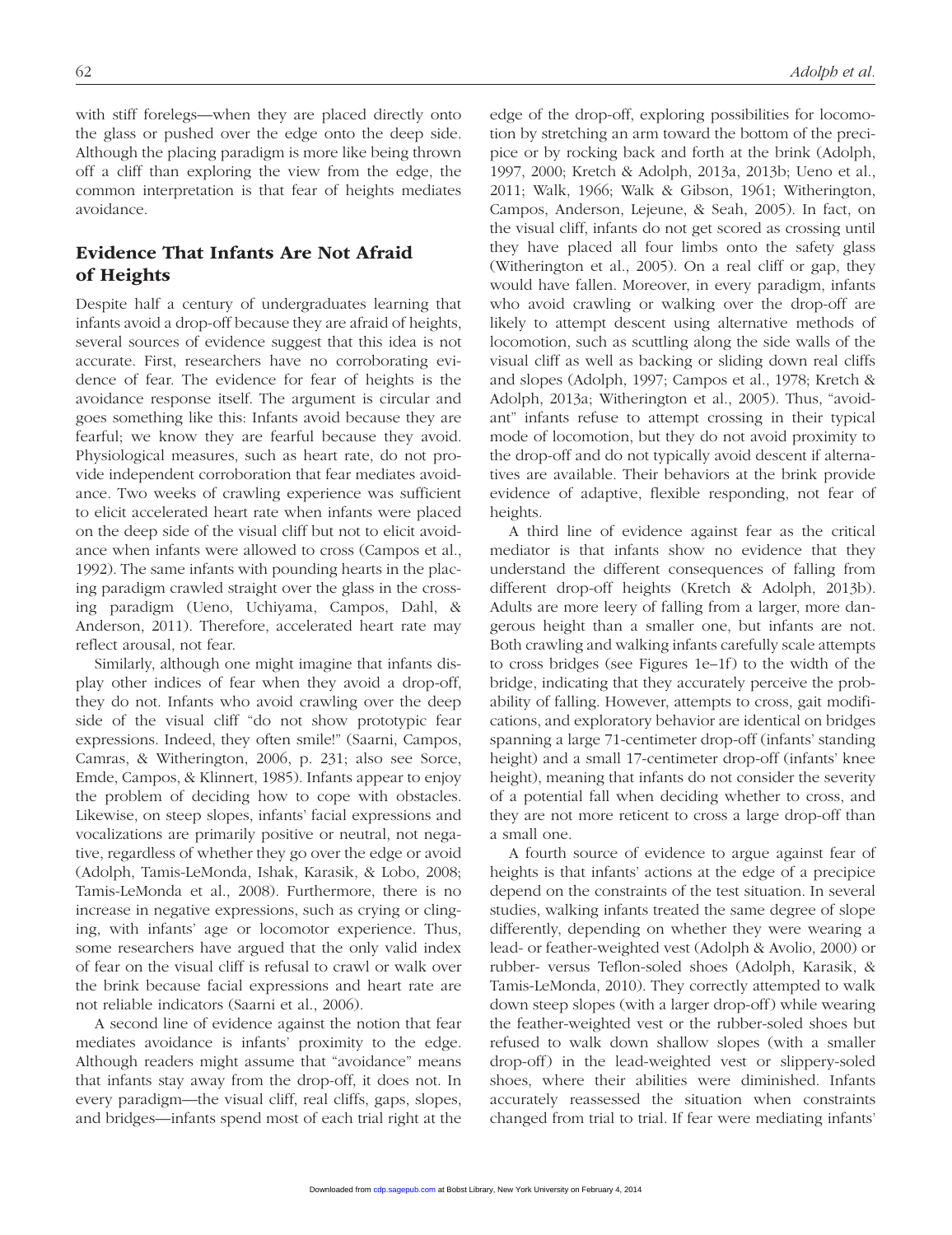with stiff forelegs—when they are placed directly onto the glass or pushed over the edge onto the deep side. Although the placing paradigm is more like being thrown off a cliff than exploring the view from the edge, the common interpretation is that fear of heights mediates avoidance.

## Evidence That Infants Are Not Afraid of Heights

Despite half a century of undergraduates learning that infants avoid a drop-off because they are afraid of heights, several sources of evidence suggest that this idea is not accurate. First, researchers have no corroborating evidence of fear. The evidence for fear of heights is the avoidance response itself. The argument is circular and goes something like this: Infants avoid because they are fearful; we know they are fearful because they avoid. Physiological measures, such as heart rate, do not provide independent corroboration that fear mediates avoidance. Two weeks of crawling experience was sufficient to elicit accelerated heart rate when infants were placed on the deep side of the visual cliff but not to elicit avoidance when infants were allowed to cross (Campos et al., 1992). The same infants with pounding hearts in the placing paradigm crawled straight over the glass in the crossing paradigm (Ueno, Uchiyama, Campos, Dahl, & Anderson, 2011). Therefore, accelerated heart rate may reflect arousal, not fear.

Similarly, although one might imagine that infants display other indices of fear when they avoid a drop-off, they do not. Infants who avoid crawling over the deep side of the visual cliff "do not show prototypic fear expressions. Indeed, they often smile!" (Saarni, Campos, Camras, & Witherington, 2006, p. 231; also see Sorce, Emde, Campos, & Klinnert, 1985). Infants appear to enjoy the problem of deciding how to cope with obstacles. Likewise, on steep slopes, infants' facial expressions and vocalizations are primarily positive or neutral, not negative, regardless of whether they go over the edge or avoid (Adolph, Tamis-LeMonda, Ishak, Karasik, & Lobo, 2008; Tamis-LeMonda et al., 2008). Furthermore, there is no increase in negative expressions, such as crying or clinging, with infants' age or locomotor experience. Thus, some researchers have argued that the only valid index of fear on the visual cliff is refusal to crawl or walk over the brink because facial expressions and heart rate are not reliable indicators (Saarni et al., 2006).

A second line of evidence against the notion that fear mediates avoidance is infants' proximity to the edge. Although readers might assume that "avoidance" means that infants stay away from the drop-off, it does not. In every paradigm—the visual cliff, real cliffs, gaps, slopes, and bridges—infants spend most of each trial right at the edge of the drop-off, exploring possibilities for locomotion by stretching an arm toward the bottom of the precipice or by rocking back and forth at the brink (Adolph, 1997, 2000; Kretch & Adolph, 2013a, 2013b; Ueno et al., 2011; Walk, 1966; Walk & Gibson, 1961; Witherington, Campos, Anderson, Lejeune, & Seah, 2005). In fact, on the visual cliff, infants do not get scored as crossing until they have placed all four limbs onto the safety glass (Witherington et al., 2005). On a real cliff or gap, they would have fallen. Moreover, in every paradigm, infants who avoid crawling or walking over the drop-off are likely to attempt descent using alternative methods of locomotion, such as scuttling along the side walls of the visual cliff as well as backing or sliding down real cliffs and slopes (Adolph, 1997; Campos et al., 1978; Kretch & Adolph, 2013a; Witherington et al., 2005). Thus, "avoidant" infants refuse to attempt crossing in their typical mode of locomotion, but they do not avoid proximity to the drop-off and do not typically avoid descent if alternatives are available. Their behaviors at the brink provide evidence of adaptive, flexible responding, not fear of heights.

A third line of evidence against fear as the critical mediator is that infants show no evidence that they understand the different consequences of falling from different drop-off heights (Kretch & Adolph, 2013b). Adults are more leery of falling from a larger, more dangerous height than a smaller one, but infants are not. Both crawling and walking infants carefully scale attempts to cross bridges (see Figures 1e–1f) to the width of the bridge, indicating that they accurately perceive the probability of falling. However, attempts to cross, gait modifications, and exploratory behavior are identical on bridges spanning a large 71-centimeter drop-off (infants' standing height) and a small 17-centimeter drop-off (infants' knee height), meaning that infants do not consider the severity of a potential fall when deciding whether to cross, and they are not more reticent to cross a large drop-off than a small one.

A fourth source of evidence to argue against fear of heights is that infants' actions at the edge of a precipice depend on the constraints of the test situation. In several studies, walking infants treated the same degree of slope differently, depending on whether they were wearing a lead- or feather-weighted vest (Adolph & Avolio, 2000) or rubber- versus Teflon-soled shoes (Adolph, Karasik, & Tamis-LeMonda, 2010). They correctly attempted to walk down steep slopes (with a larger drop-off) while wearing the feather-weighted vest or the rubber-soled shoes but refused to walk down shallow slopes (with a smaller drop-off) in the lead-weighted vest or slippery-soled shoes, where their abilities were diminished. Infants accurately reassessed the situation when constraints changed from trial to trial. If fear were mediating infants'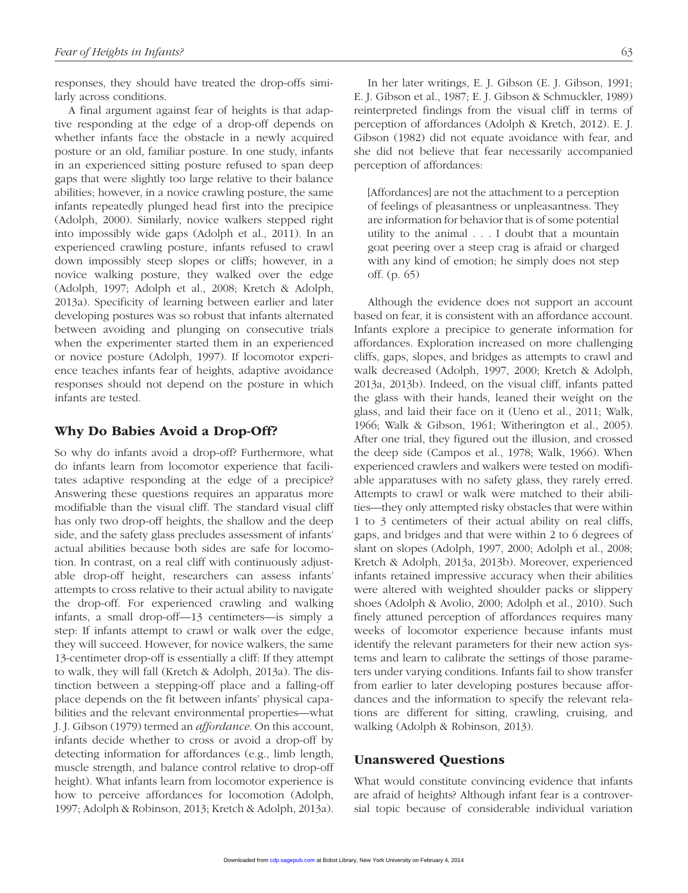responses, they should have treated the drop-offs similarly across conditions.

A final argument against fear of heights is that adaptive responding at the edge of a drop-off depends on whether infants face the obstacle in a newly acquired posture or an old, familiar posture. In one study, infants in an experienced sitting posture refused to span deep gaps that were slightly too large relative to their balance abilities; however, in a novice crawling posture, the same infants repeatedly plunged head first into the precipice (Adolph, 2000). Similarly, novice walkers stepped right into impossibly wide gaps (Adolph et al., 2011). In an experienced crawling posture, infants refused to crawl down impossibly steep slopes or cliffs; however, in a novice walking posture, they walked over the edge (Adolph, 1997; Adolph et al., 2008; Kretch & Adolph, 2013a). Specificity of learning between earlier and later developing postures was so robust that infants alternated between avoiding and plunging on consecutive trials when the experimenter started them in an experienced or novice posture (Adolph, 1997). If locomotor experience teaches infants fear of heights, adaptive avoidance responses should not depend on the posture in which infants are tested.

## Why Do Babies Avoid a Drop-Off?

So why do infants avoid a drop-off? Furthermore, what do infants learn from locomotor experience that facilitates adaptive responding at the edge of a precipice? Answering these questions requires an apparatus more modifiable than the visual cliff. The standard visual cliff has only two drop-off heights, the shallow and the deep side, and the safety glass precludes assessment of infants' actual abilities because both sides are safe for locomotion. In contrast, on a real cliff with continuously adjustable drop-off height, researchers can assess infants' attempts to cross relative to their actual ability to navigate the drop-off. For experienced crawling and walking infants, a small drop-off—13 centimeters—is simply a step: If infants attempt to crawl or walk over the edge, they will succeed. However, for novice walkers, the same 13-centimeter drop-off is essentially a cliff: If they attempt to walk, they will fall (Kretch & Adolph, 2013a). The distinction between a stepping-off place and a falling-off place depends on the fit between infants' physical capabilities and the relevant environmental properties—what J. J. Gibson (1979) termed an *affordance*. On this account, infants decide whether to cross or avoid a drop-off by detecting information for affordances (e.g., limb length, muscle strength, and balance control relative to drop-off height). What infants learn from locomotor experience is how to perceive affordances for locomotion (Adolph, 1997; Adolph & Robinson, 2013; Kretch & Adolph, 2013a).

In her later writings, E. J. Gibson (E. J. Gibson, 1991; E. J. Gibson et al., 1987; E. J. Gibson & Schmuckler, 1989) reinterpreted findings from the visual cliff in terms of perception of affordances (Adolph & Kretch, 2012). E. J. Gibson (1982) did not equate avoidance with fear, and she did not believe that fear necessarily accompanied perception of affordances:

> [Affordances] are not the attachment to a perception of feelings of pleasantness or unpleasantness. They are information for behavior that is of some potential utility to the animal . . . I doubt that a mountain goat peering over a steep crag is afraid or charged with any kind of emotion; he simply does not step off. (p. 65)

Although the evidence does not support an account based on fear, it is consistent with an affordance account. Infants explore a precipice to generate information for affordances. Exploration increased on more challenging cliffs, gaps, slopes, and bridges as attempts to crawl and walk decreased (Adolph, 1997, 2000; Kretch & Adolph, 2013a, 2013b). Indeed, on the visual cliff, infants patted the glass with their hands, leaned their weight on the glass, and laid their face on it (Ueno et al., 2011; Walk, 1966; Walk & Gibson, 1961; Witherington et al., 2005). After one trial, they figured out the illusion, and crossed the deep side (Campos et al., 1978; Walk, 1966). When experienced crawlers and walkers were tested on modifiable apparatuses with no safety glass, they rarely erred. Attempts to crawl or walk were matched to their abilities—they only attempted risky obstacles that were within 1 to 3 centimeters of their actual ability on real cliffs, gaps, and bridges and that were within 2 to 6 degrees of slant on slopes (Adolph, 1997, 2000; Adolph et al., 2008; Kretch & Adolph, 2013a, 2013b). Moreover, experienced infants retained impressive accuracy when their abilities were altered with weighted shoulder packs or slippery shoes (Adolph & Avolio, 2000; Adolph et al., 2010). Such finely attuned perception of affordances requires many weeks of locomotor experience because infants must identify the relevant parameters for their new action systems and learn to calibrate the settings of those parameters under varying conditions. Infants fail to show transfer from earlier to later developing postures because affordances and the information to specify the relevant relations are different for sitting, crawling, cruising, and walking (Adolph & Robinson, 2013).

## Unanswered Questions

What would constitute convincing evidence that infants are afraid of heights? Although infant fear is a controversial topic because of considerable individual variation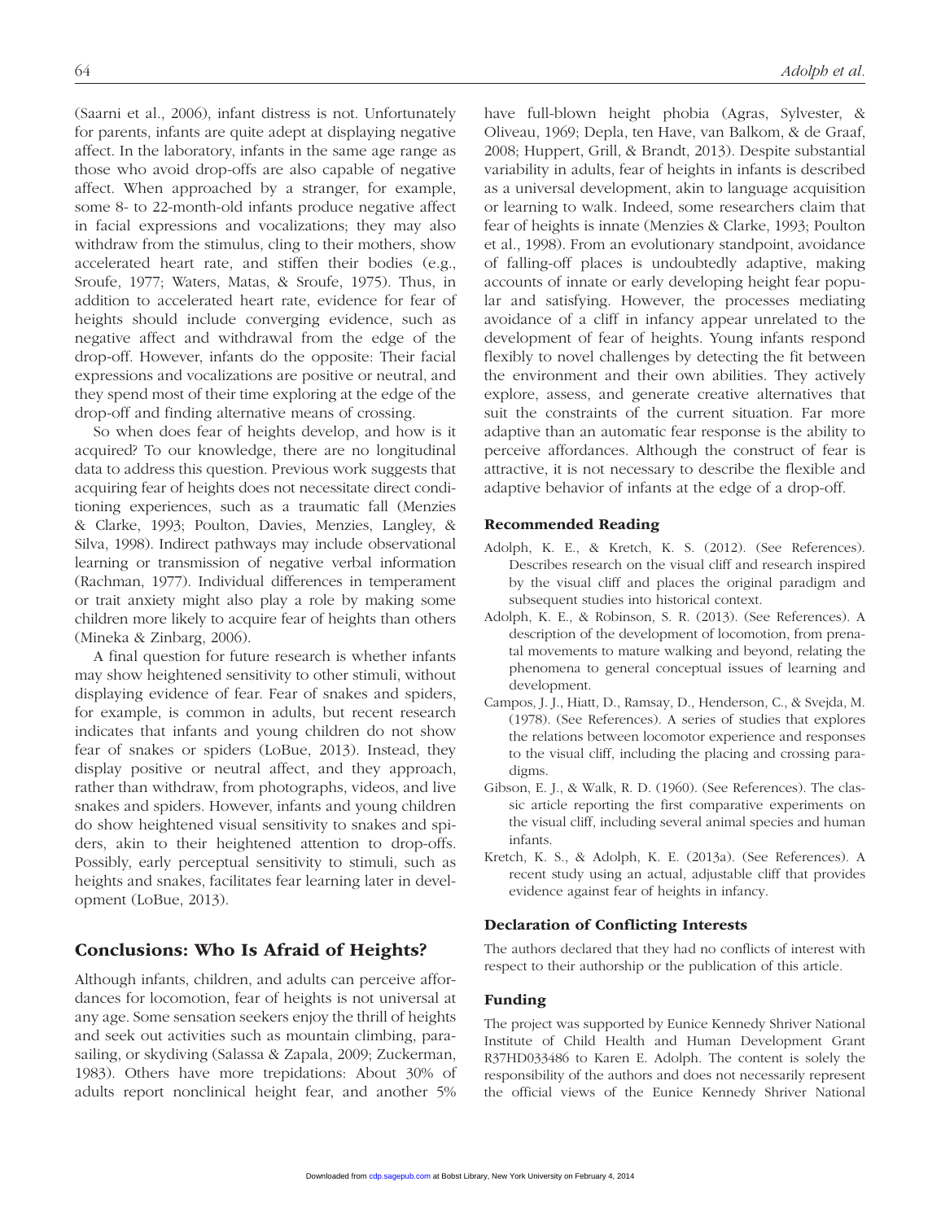(Saarni et al., 2006), infant distress is not. Unfortunately for parents, infants are quite adept at displaying negative affect. In the laboratory, infants in the same age range as those who avoid drop-offs are also capable of negative affect. When approached by a stranger, for example, some 8- to 22-month-old infants produce negative affect in facial expressions and vocalizations; they may also withdraw from the stimulus, cling to their mothers, show accelerated heart rate, and stiffen their bodies (e.g., Sroufe, 1977; Waters, Matas, & Sroufe, 1975). Thus, in addition to accelerated heart rate, evidence for fear of heights should include converging evidence, such as negative affect and withdrawal from the edge of the drop-off. However, infants do the opposite: Their facial expressions and vocalizations are positive or neutral, and they spend most of their time exploring at the edge of the drop-off and finding alternative means of crossing.

So when does fear of heights develop, and how is it acquired? To our knowledge, there are no longitudinal data to address this question. Previous work suggests that acquiring fear of heights does not necessitate direct conditioning experiences, such as a traumatic fall (Menzies & Clarke, 1993; Poulton, Davies, Menzies, Langley, & Silva, 1998). Indirect pathways may include observational learning or transmission of negative verbal information (Rachman, 1977). Individual differences in temperament or trait anxiety might also play a role by making some children more likely to acquire fear of heights than others (Mineka & Zinbarg, 2006).

A final question for future research is whether infants may show heightened sensitivity to other stimuli, without displaying evidence of fear. Fear of snakes and spiders, for example, is common in adults, but recent research indicates that infants and young children do not show fear of snakes or spiders (LoBue, 2013). Instead, they display positive or neutral affect, and they approach, rather than withdraw, from photographs, videos, and live snakes and spiders. However, infants and young children do show heightened visual sensitivity to snakes and spiders, akin to their heightened attention to drop-offs. Possibly, early perceptual sensitivity to stimuli, such as heights and snakes, facilitates fear learning later in development (LoBue, 2013).

## Conclusions: Who Is Afraid of Heights?

Although infants, children, and adults can perceive affordances for locomotion, fear of heights is not universal at any age. Some sensation seekers enjoy the thrill of heights and seek out activities such as mountain climbing, parasailing, or skydiving (Salassa & Zapala, 2009; Zuckerman, 1983). Others have more trepidations: About 30% of adults report nonclinical height fear, and another 5% have full-blown height phobia (Agras, Sylvester, & Oliveau, 1969; Depla, ten Have, van Balkom, & de Graaf, 2008; Huppert, Grill, & Brandt, 2013). Despite substantial variability in adults, fear of heights in infants is described as a universal development, akin to language acquisition or learning to walk. Indeed, some researchers claim that fear of heights is innate (Menzies & Clarke, 1993; Poulton et al., 1998). From an evolutionary standpoint, avoidance of falling-off places is undoubtedly adaptive, making accounts of innate or early developing height fear popular and satisfying. However, the processes mediating avoidance of a cliff in infancy appear unrelated to the development of fear of heights. Young infants respond flexibly to novel challenges by detecting the fit between the environment and their own abilities. They actively explore, assess, and generate creative alternatives that suit the constraints of the current situation. Far more adaptive than an automatic fear response is the ability to perceive affordances. Although the construct of fear is attractive, it is not necessary to describe the flexible and adaptive behavior of infants at the edge of a drop-off.

### Recommended Reading

Adolph, K. E., & Kretch, K. S. (2012). (See References). Describes research on the visual cliff and research inspired by the visual cliff and places the original paradigm and subsequent studies into historical context.

Adolph, K. E., & Robinson, S. R. (2013). (See References). A description of the development of locomotion, from prenatal movements to mature walking and beyond, relating the phenomena to general conceptual issues of learning and development.

Campos, J. J., Hiatt, D., Ramsay, D., Henderson, C., & Svejda, M. (1978). (See References). A series of studies that explores the relations between locomotor experience and responses to the visual cliff, including the placing and crossing paradigms.

Gibson, E. J., & Walk, R. D. (1960). (See References). The classic article reporting the first comparative experiments on the visual cliff, including several animal species and human infants.

Kretch, K. S., & Adolph, K. E. (2013a). (See References). A recent study using an actual, adjustable cliff that provides evidence against fear of heights in infancy.

### Declaration of Conflicting Interests

The authors declared that they had no conflicts of interest with respect to their authorship or the publication of this article.

### Funding

The project was supported by Eunice Kennedy Shriver National Institute of Child Health and Human Development Grant R37HD033486 to Karen E. Adolph. The content is solely the responsibility of the authors and does not necessarily represent the official views of the Eunice Kennedy Shriver National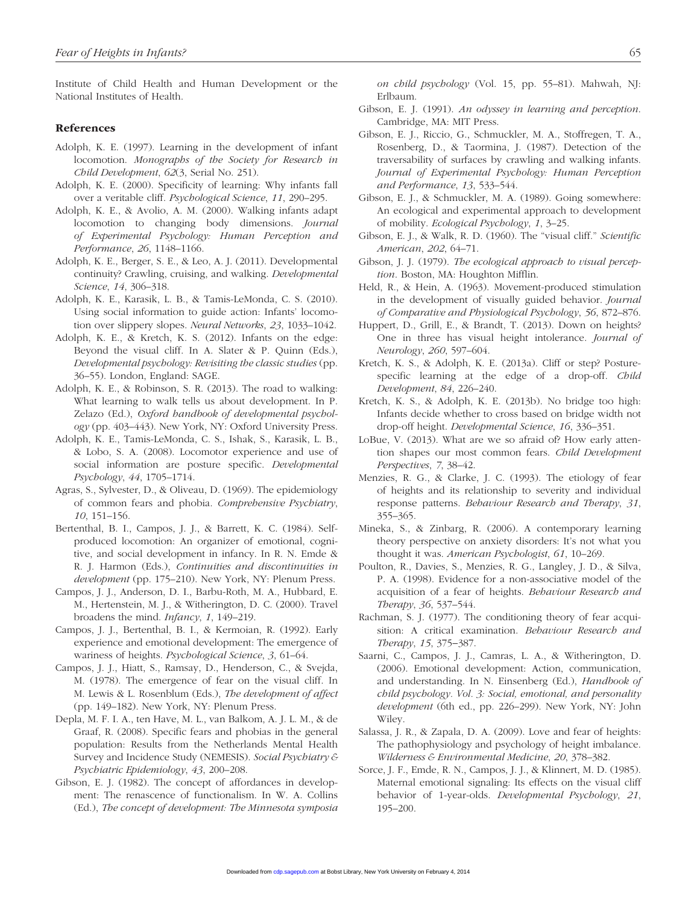Institute of Child Health and Human Development or the National Institutes of Health.

## References

Adolph, K. E. (1997). Learning in the development of infant locomotion. *Monographs of the Society for Research in Child Development*, *62*(3, Serial No. 251).

Adolph, K. E. (2000). Specificity of learning: Why infants fall over a veritable cliff. *Psychological Science*, *11*, 290–295.

Adolph, K. E., & Avolio, A. M. (2000). Walking infants adapt locomotion to changing body dimensions. *Journal of Experimental Psychology: Human Perception and Performance*, *26*, 1148–1166.

Adolph, K. E., Berger, S. E., & Leo, A. J. (2011). Developmental continuity? Crawling, cruising, and walking. *Developmental Science*, *14*, 306–318.

Adolph, K. E., Karasik, L. B., & Tamis-LeMonda, C. S. (2010). Using social information to guide action: Infants' locomotion over slippery slopes. *Neural Networks*, *23*, 1033–1042.

Adolph, K. E., & Kretch, K. S. (2012). Infants on the edge: Beyond the visual cliff. In A. Slater & P. Quinn (Eds.), *Developmental psychology: Revisiting the classic studies* (pp. 36–55). London, England: SAGE.

Adolph, K. E., & Robinson, S. R. (2013). The road to walking: What learning to walk tells us about development. In P. Zelazo (Ed.), *Oxford handbook of developmental psychology* (pp. 403–443). New York, NY: Oxford University Press.

Adolph, K. E., Tamis-LeMonda, C. S., Ishak, S., Karasik, L. B., & Lobo, S. A. (2008). Locomotor experience and use of social information are posture specific. *Developmental Psychology*, *44*, 1705–1714.

Agras, S., Sylvester, D., & Oliveau, D. (1969). The epidemiology of common fears and phobia. *Comprehensive Psychiatry*, *10*, 151–156.

Bertenthal, B. I., Campos, J. J., & Barrett, K. C. (1984). Self-produced locomotion: An organizer of emotional, cognitive, and social development in infancy. In R. N. Emde & R. J. Harmon (Eds.), *Continuities and discontinuities in development* (pp. 175–210). New York, NY: Plenum Press.

Campos, J. J., Anderson, D. I., Barbu-Roth, M. A., Hubbard, E. M., Hertenstein, M. J., & Witherington, D. C. (2000). Travel broadens the mind. *Infancy*, *1*, 149–219.

Campos, J. J., Bertenthal, B. I., & Kermoian, R. (1992). Early experience and emotional development: The emergence of wariness of heights. *Psychological Science*, *3*, 61–64.

Campos, J. J., Hiatt, S., Ramsay, D., Henderson, C., & Svejda, M. (1978). The emergence of fear on the visual cliff. In M. Lewis & L. Rosenblum (Eds.), *The development of affect* (pp. 149–182). New York, NY: Plenum Press.

Depla, M. F. I. A., ten Have, M. L., van Balkom, A. J. L. M., & de Graaf, R. (2008). Specific fears and phobias in the general population: Results from the Netherlands Mental Health Survey and Incidence Study (NEMESIS). *Social Psychiatry & Psychiatric Epidemiology*, *43*, 200–208.

Gibson, E. J. (1982). The concept of affordances in development: The renascence of functionalism. In W. A. Collins (Ed.), *The concept of development: The Minnesota symposia on child psychology* (Vol. 15, pp. 55–81). Mahwah, NJ: Erlbaum.

Gibson, E. J. (1991). *An odyssey in learning and perception*. Cambridge, MA: MIT Press.

Gibson, E. J., Riccio, G., Schmuckler, M. A., Stoffregen, T. A., Rosenberg, D., & Taormina, J. (1987). Detection of the traversability of surfaces by crawling and walking infants. *Journal of Experimental Psychology: Human Perception and Performance*, *13*, 533–544.

Gibson, E. J., & Schmuckler, M. A. (1989). Going somewhere: An ecological and experimental approach to development of mobility. *Ecological Psychology*, *1*, 3–25.

Gibson, E. J., & Walk, R. D. (1960). The "visual cliff." *Scientific American*, *202*, 64–71.

Gibson, J. J. (1979). *The ecological approach to visual perception*. Boston, MA: Houghton Mifflin.

Held, R., & Hein, A. (1963). Movement-produced stimulation in the development of visually guided behavior. *Journal of Comparative and Physiological Psychology*, *56*, 872–876.

Huppert, D., Grill, E., & Brandt, T. (2013). Down on heights? One in three has visual height intolerance. *Journal of Neurology*, *260*, 597–604.

Kretch, K. S., & Adolph, K. E. (2013a). Cliff or step? Posture-specific learning at the edge of a drop-off. *Child Development*, *84*, 226–240.

Kretch, K. S., & Adolph, K. E. (2013b). No bridge too high: Infants decide whether to cross based on bridge width not drop-off height. *Developmental Science*, *16*, 336–351.

LoBue, V. (2013). What are we so afraid of? How early attention shapes our most common fears. *Child Development Perspectives*, *7*, 38–42.

Menzies, R. G., & Clarke, J. C. (1993). The etiology of fear of heights and its relationship to severity and individual response patterns. *Behaviour Research and Therapy*, *31*, 355–365.

Mineka, S., & Zinbarg, R. (2006). A contemporary learning theory perspective on anxiety disorders: It's not what you thought it was. *American Psychologist*, *61*, 10–269.

Poulton, R., Davies, S., Menzies, R. G., Langley, J. D., & Silva, P. A. (1998). Evidence for a non-associative model of the acquisition of a fear of heights. *Behaviour Research and Therapy*, *36*, 537–544.

Rachman, S. J. (1977). The conditioning theory of fear acquisition: A critical examination. *Behaviour Research and Therapy*, *15*, 375–387.

Saarni, C., Campos, J. J., Camras, L. A., & Witherington, D. (2006). Emotional development: Action, communication, and understanding. In N. Eisenberg (Ed.), *Handbook of child psychology. Vol. 3: Social, emotional, and personality development* (6th ed., pp. 226–299). New York, NY: John Wiley.

Salassa, J. R., & Zapala, D. A. (2009). Love and fear of heights: The pathophysiology and psychology of height imbalance. *Wilderness & Environmental Medicine*, *20*, 378–382.

Sorce, J. F., Emde, R. N., Campos, J. J., & Klinnert, M. D. (1985). Maternal emotional signaling: Its effects on the visual cliff behavior of 1-year-olds. *Developmental Psychology*, *21*, 195–200.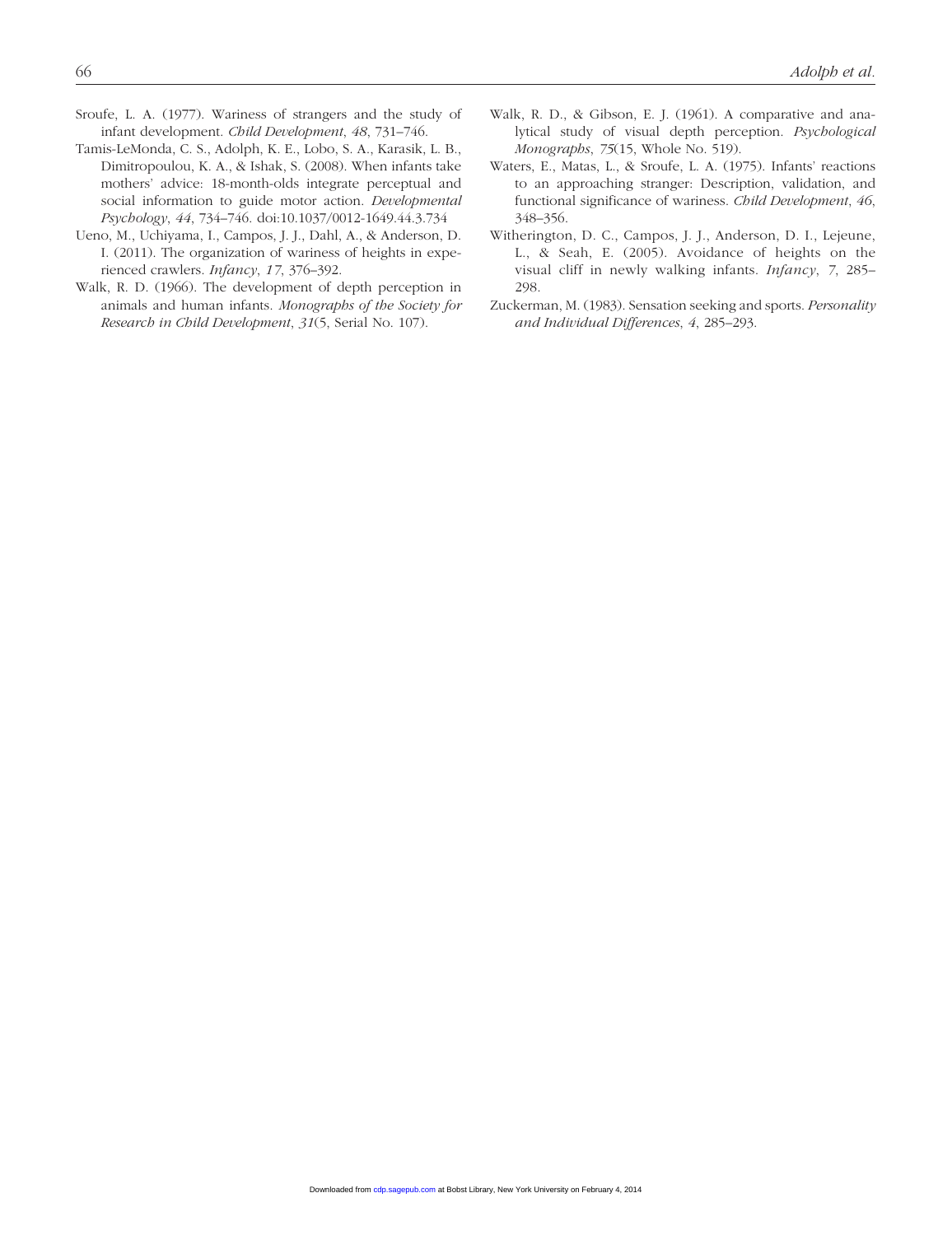Sroufe, L. A. (1977). Wariness of strangers and the study of infant development. *Child Development*, *48*, 731–746.

Tamis-LeMonda, C. S., Adolph, K. E., Lobo, S. A., Karasik, L. B., Dimitropoulou, K. A., & Ishak, S. (2008). When infants take mothers' advice: 18-month-olds integrate perceptual and social information to guide motor action. *Developmental Psychology*, *44*, 734–746. doi:10.1037/0012-1649.44.3.734

Ueno, M., Uchiyama, I., Campos, J. J., Dahl, A., & Anderson, D. I. (2011). The organization of wariness of heights in experienced crawlers. *Infancy*, *17*, 376–392.

Walk, R. D. (1966). The development of depth perception in animals and human infants. *Monographs of the Society for Research in Child Development*, *31*(5, Serial No. 107).

Walk, R. D., & Gibson, E. J. (1961). A comparative and analytical study of visual depth perception. *Psychological Monographs*, *75*(15, Whole No. 519).

Waters, E., Matas, L., & Sroufe, L. A. (1975). Infants' reactions to an approaching stranger: Description, validation, and functional significance of wariness. *Child Development*, *46*, 348–356.

Witherington, D. C., Campos, J. J., Anderson, D. I., Lejeune, L., & Seah, E. (2005). Avoidance of heights on the visual cliff in newly walking infants. *Infancy*, *7*, 285–298.

Zuckerman, M. (1983). Sensation seeking and sports. *Personality and Individual Differences*, *4*, 285–293.